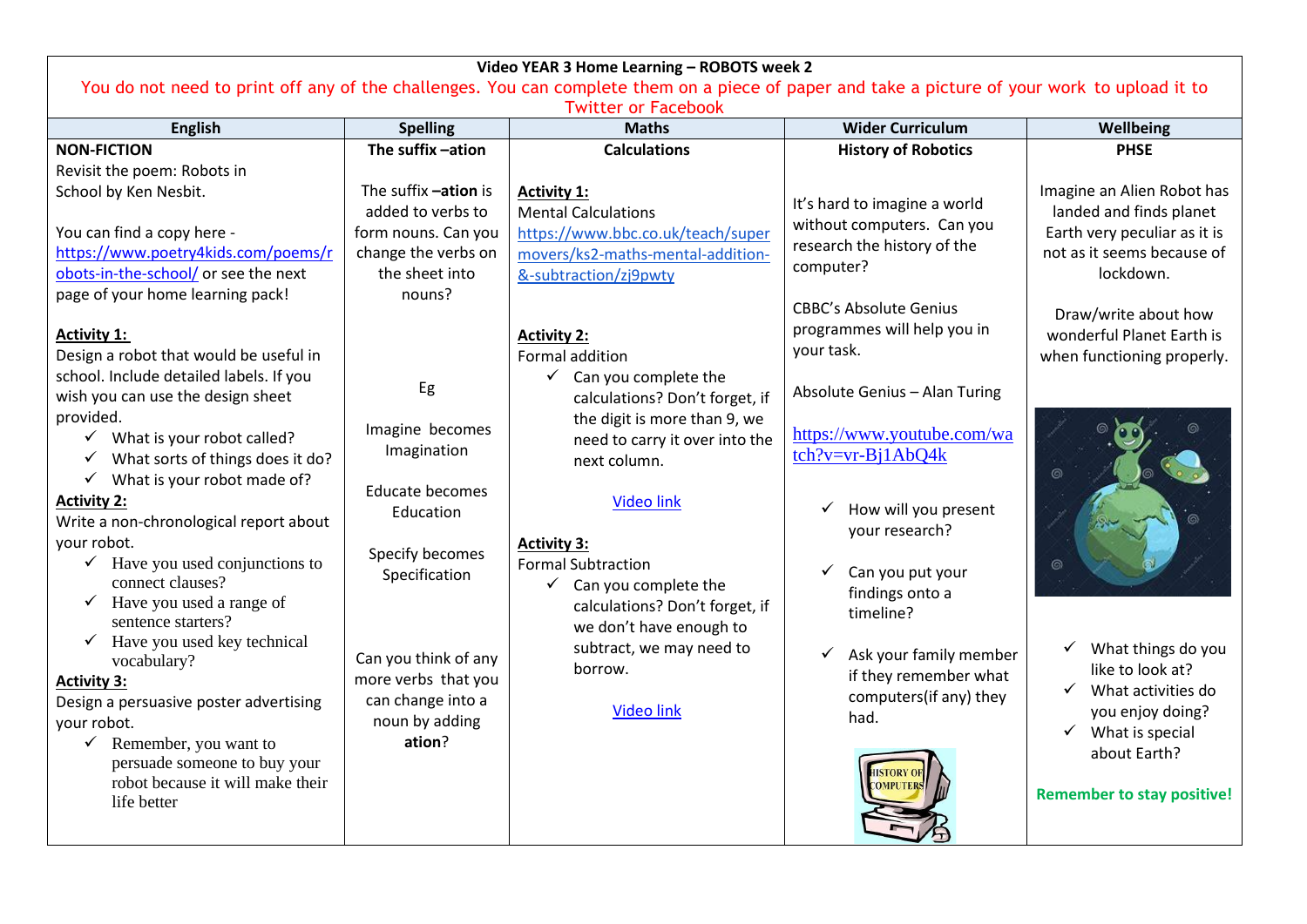**Video YEAR 3 Home Learning – ROBOTS week 2**

You do not need to print off any of the challenges. You can complete them on a piece of paper and take a picture of your work to upload it to Twitter or Facebook

| English | Spelling | Maths | Wider Curriculum | Wellbeing |
|---|---|---|---|---|
| **NON-FICTION**<br>Revisit the poem: Robots in School by Ken Nesbit.<br><br>You can find a copy here - https://www.poetry4kids.com/poems/robots-in-the-school/ or see the next page of your home learning pack!<br><br>**Activity 1:**<br>Design a robot that would be useful in school. Include detailed labels. If you wish you can use the design sheet provided.<br>✓ What is your robot called?<br>✓ What sorts of things does it do?<br>✓ What is your robot made of?<br>**Activity 2:**<br>Write a non-chronological report about your robot.<br>✓ Have you used conjunctions to connect clauses?<br>✓ Have you used a range of sentence starters?<br>✓ Have you used key technical vocabulary?<br>**Activity 3:**<br>Design a persuasive poster advertising your robot.<br>✓ Remember, you want to persuade someone to buy your robot because it will make their life better | **The suffix –ation**<br><br>The suffix **–ation** is added to verbs to form nouns. Can you change the verbs on the sheet into nouns?<br><br>Eg<br><br>Imagine becomes Imagination<br><br>Educate becomes Education<br><br>Specify becomes Specification<br><br>Can you think of any more verbs that you can change into a noun by adding **ation**? | **Calculations**<br><br>**Activity 1:**<br>Mental Calculations<br>https://www.bbc.co.uk/teach/supermovers/ks2-maths-mental-addition-&-subtraction/zj9pwty<br><br>**Activity 2:**<br>Formal addition<br>✓ Can you complete the calculations? Don't forget, if the digit is more than 9, we need to carry it over into the next column.<br><br>Video link<br><br>**Activity 3:**<br>Formal Subtraction<br>✓ Can you complete the calculations? Don't forget, if we don't have enough to subtract, we may need to borrow.<br><br>Video link | **History of Robotics**<br><br>It's hard to imagine a world without computers. Can you research the history of the computer?<br><br>CBBC's Absolute Genius programmes will help you in your task.<br><br>Absolute Genius – Alan Turing<br><br>https://www.youtube.com/watch?v=vr-Bj1AbQ4k<br><br>✓ How will you present your research?<br><br>✓ Can you put your findings onto a timeline?<br><br>✓ Ask your family member if they remember what computers(if any) they had. | **PHSE**<br><br>Imagine an Alien Robot has landed and finds planet Earth very peculiar as it is not as it seems because of lockdown.<br><br>Draw/write about how wonderful Planet Earth is when functioning properly.<br><br>✓ What things do you like to look at?<br>✓ What activities do you enjoy doing?<br>✓ What is special about Earth?<br><br>**Remember to stay positive!** |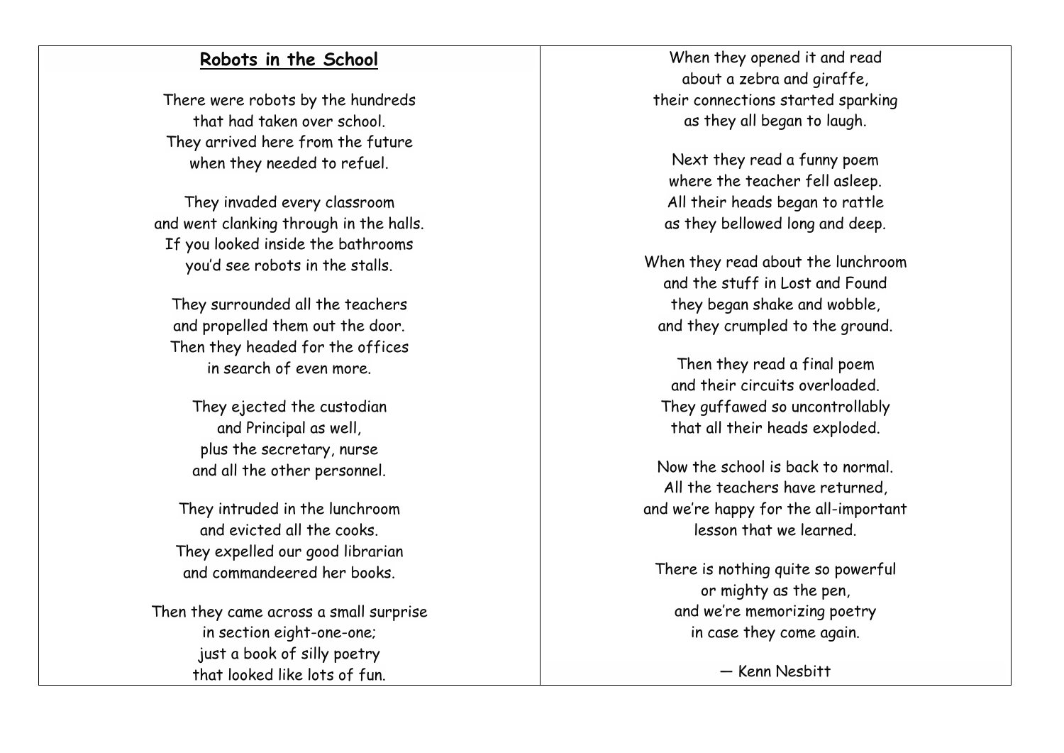## Robots in the School

There were robots by the hundreds
that had taken over school.
They arrived here from the future
when they needed to refuel.

They invaded every classroom
and went clanking through in the halls.
If you looked inside the bathrooms
you'd see robots in the stalls.

They surrounded all the teachers
and propelled them out the door.
Then they headed for the offices
in search of even more.

They ejected the custodian
and Principal as well,
plus the secretary, nurse
and all the other personnel.

They intruded in the lunchroom
and evicted all the cooks.
They expelled our good librarian
and commandeered her books.

Then they came across a small surprise
in section eight-one-one;
just a book of silly poetry
that looked like lots of fun.

When they opened it and read
about a zebra and giraffe,
their connections started sparking
as they all began to laugh.

Next they read a funny poem
where the teacher fell asleep.
All their heads began to rattle
as they bellowed long and deep.

When they read about the lunchroom
and the stuff in Lost and Found
they began shake and wobble,
and they crumpled to the ground.

Then they read a final poem
and their circuits overloaded.
They guffawed so uncontrollably
that all their heads exploded.

Now the school is back to normal.
All the teachers have returned,
and we're happy for the all-important
lesson that we learned.

There is nothing quite so powerful
or mighty as the pen,
and we're memorizing poetry
in case they come again.

— Kenn Nesbitt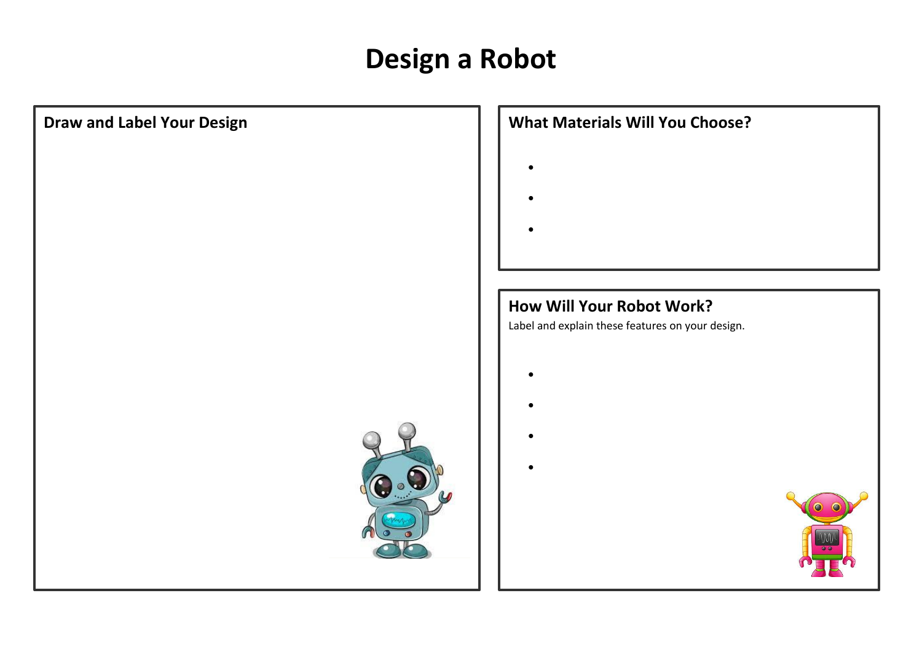# Design a Robot

## Draw and Label Your Design

## What Materials Will You Choose?

- 
- 
- 

## How Will Your Robot Work?

Label and explain these features on your design.

- 
- 
- 
-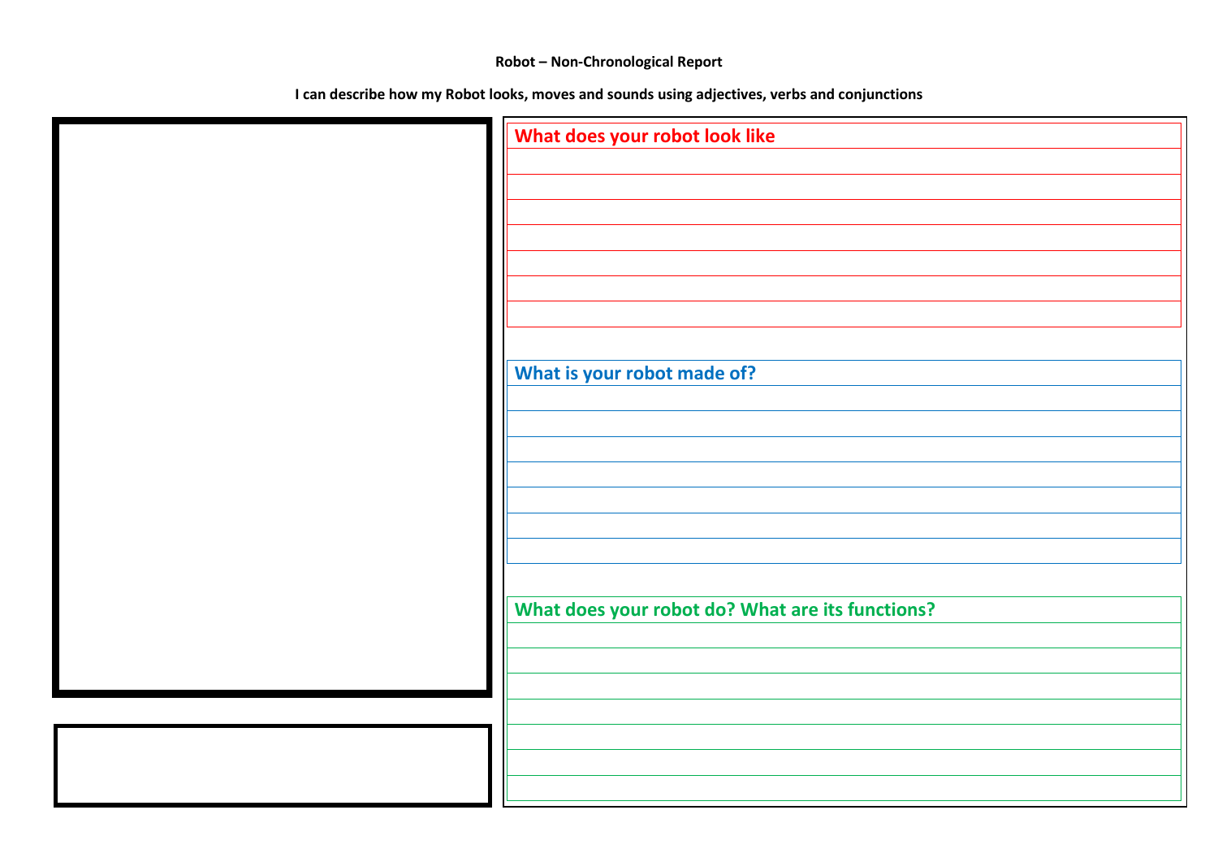**Robot – Non-Chronological Report**

**I can describe how my Robot looks, moves and sounds using adjectives, verbs and conjunctions**

### What does your robot look like

### What is your robot made of?

### What does your robot do? What are its functions?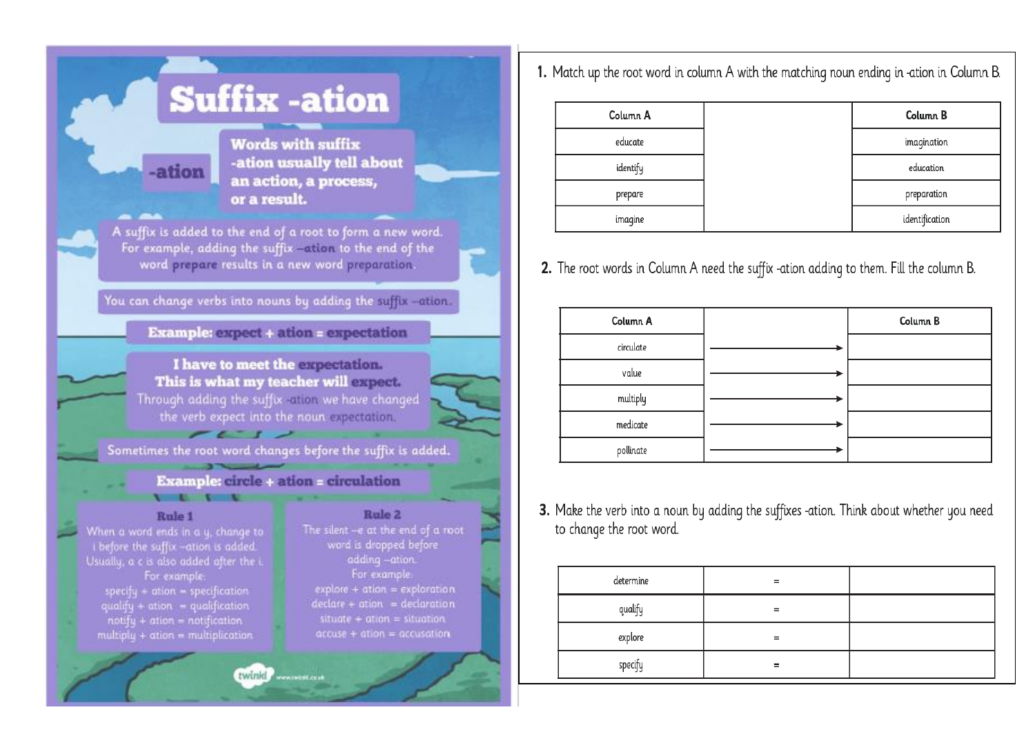# Suffix -ation

**-ation**

**Words with suffix -ation usually tell about an action, a process, or a result.**

A suffix is added to the end of a root to form a new word. For example, adding the suffix –ation to the end of the word prepare results in a new word preparation.

You can change verbs into nouns by adding the suffix –ation.

**Example: expect + ation = expectation**

**I have to meet the expectation.**
**This is what my teacher will expect.**
Through adding the suffix -ation we have changed the verb expect into the noun expectation.

Sometimes the root word changes before the suffix is added.

**Example: circle + ation = circulation**

**Rule 1**

When a word ends in a y, change to i before the suffix –ation is added. Usually, a c is also added after the i.
For example:
specify + ation = specification
qualify + ation = qualification
notify + ation = notification
multiply + ation = multiplication

**Rule 2**

The silent –e at the end of a root word is dropped before adding –ation.
For example:
explore + ation = exploration
declare + ation = declaration
situate + ation = situation
accuse + ation = accusation

twinkl www.twinkl.co.uk

**1.** Match up the root word in column A with the matching noun ending in -ation in Column B.

| Column A | | Column B |
|---|---|---|
| educate | | imagination |
| identify | | education |
| prepare | | preparation |
| imagine | | identification |

**2.** The root words in Column A need the suffix -ation adding to them. Fill the column B.

| Column A | | Column B |
|---|---|---|
| circulate | → | |
| value | → | |
| multiply | → | |
| medicate | → | |
| pollinate | → | |

**3.** Make the verb into a noun by adding the suffixes -ation. Think about whether you need to change the root word.

| | | |
|---|---|---|
| determine | = | |
| qualify | = | |
| explore | = | |
| specify | = | |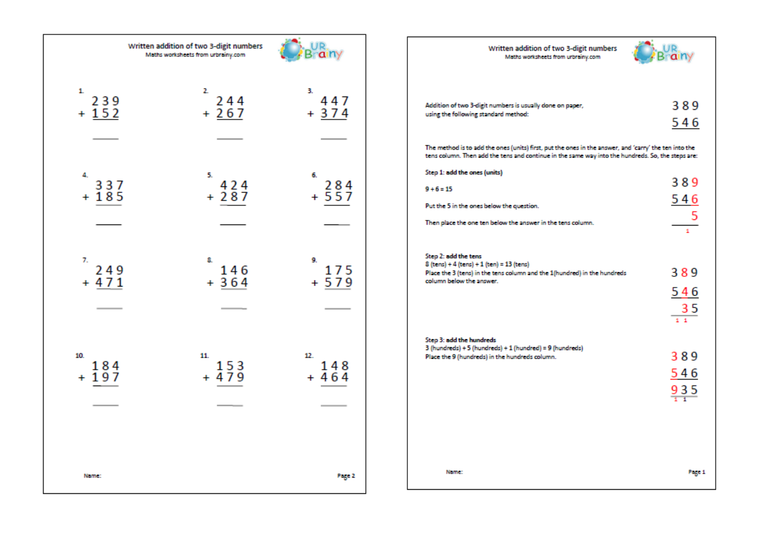# Written addition of two 3-digit numbers

Maths worksheets from urbrainy.com

1.
$$\begin{array}{r} 239 \\ +\ 152 \\ \hline \end{array}$$

2.
$$\begin{array}{r} 244 \\ +\ 267 \\ \hline \end{array}$$

3.
$$\begin{array}{r} 447 \\ +\ 374 \\ \hline \end{array}$$

4.
$$\begin{array}{r} 337 \\ +\ 185 \\ \hline \end{array}$$

5.
$$\begin{array}{r} 424 \\ +\ 287 \\ \hline \end{array}$$

6.
$$\begin{array}{r} 284 \\ +\ 557 \\ \hline \end{array}$$

7.
$$\begin{array}{r} 249 \\ +\ 471 \\ \hline \end{array}$$

8.
$$\begin{array}{r} 146 \\ +\ 364 \\ \hline \end{array}$$

9.
$$\begin{array}{r} 175 \\ +\ 579 \\ \hline \end{array}$$

10.
$$\begin{array}{r} 184 \\ +\ 197 \\ \hline \end{array}$$

11.
$$\begin{array}{r} 153 \\ +\ 479 \\ \hline \end{array}$$

12.
$$\begin{array}{r} 148 \\ +\ 464 \\ \hline \end{array}$$

Name:

# Written addition of two 3-digit numbers

Maths worksheets from urbrainy.com

Addition of two 3-digit numbers is usually done on paper, using the following standard method:

$$\begin{array}{r} 389 \\ 546 \\ \hline \end{array}$$

The method is to add the ones (units) first, put the ones in the answer, and 'carry' the ten into the tens column. Then add the tens and continue in the same way into the hundreds. So, the steps are:

**Step 1: add the ones (units)**

9 + 6 = 15

Put the 5 in the ones below the question.

Then place the one ten below the answer in the tens column.

$$\begin{array}{r} 389 \\ 546 \\ \hline 5 \\ \hline {\scriptstyle 1}\phantom{0} \end{array}$$

**Step 2: add the tens**

8 (tens) + 4 (tens) + 1 (ten) = 13 (tens)

Place the 3 (tens) in the tens column and the 1(hundred) in the hundreds column below the answer.

$$\begin{array}{r} 389 \\ 546 \\ \hline 35 \\ \hline {\scriptstyle 1\,1}\phantom{0} \end{array}$$

**Step 3: add the hundreds**

3 (hundreds) + 5 (hundreds) + 1 (hundred) = 9 (hundreds)

Place the 9 (hundreds) in the hundreds column.

$$\begin{array}{r} 389 \\ 546 \\ \hline 935 \\ \hline {\scriptstyle 1\,1}\phantom{0} \end{array}$$

Name: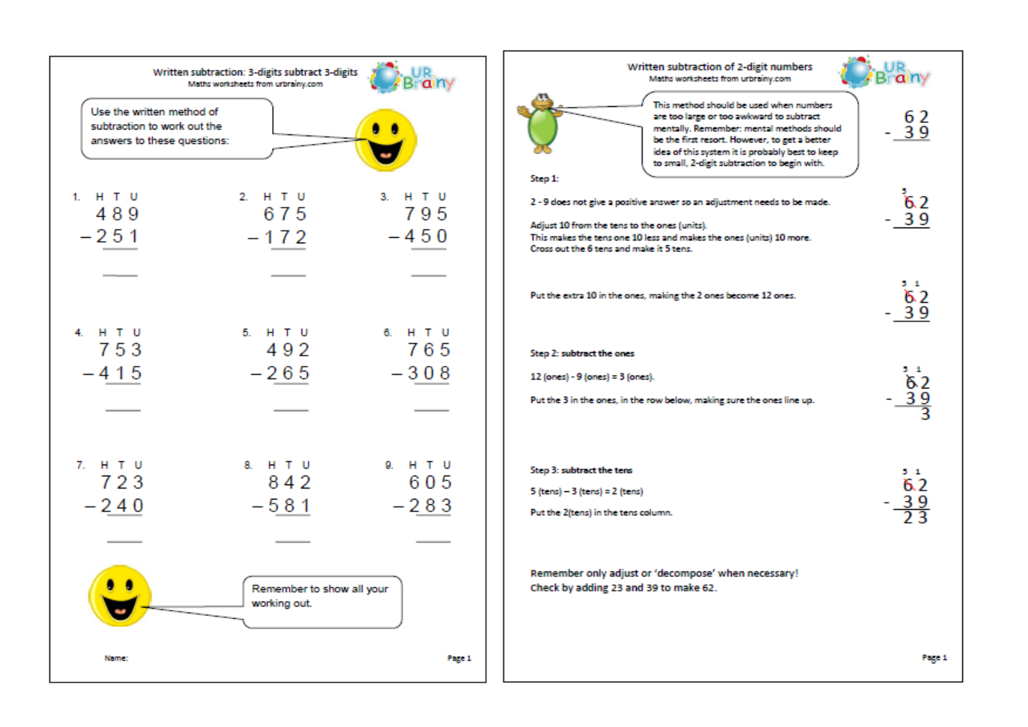## Written subtraction: 3-digits subtract 3-digits

Maths worksheets from urbrainy.com

Use the written method of subtraction to work out the answers to these questions:

1.
```
 H T U
 4 8 9
-2 5 1
 _____
```

2.
```
 H T U
 6 7 5
-1 7 2
 _____
```

3.
```
 H T U
 7 9 5
-4 5 0
 _____
```

4.
```
 H T U
 7 5 3
-4 1 5
 _____
```

5.
```
 H T U
 4 9 2
-2 6 5
 _____
```

6.
```
 H T U
 7 6 5
-3 0 8
 _____
```

7.
```
 H T U
 7 2 3
-2 4 0
 _____
```

8.
```
 H T U
 8 4 2
-5 8 1
 _____
```

9.
```
 H T U
 6 0 5
-2 8 3
 _____
```

Remember to show all your working out.

Name:

## Written subtraction of 2-digit numbers

Maths worksheets from urbrainy.com

This method should be used when numbers are too large or too awkward to subtract mentally. Remember: mental methods should be the first resort. However, to get a better idea of this system it is probably best to keep to small, 2-digit subtraction to begin with.

```
  6 2
- 3 9
```

**Step 1:**

2 - 9 does not give a positive answer so an adjustment needs to be made.

Adjust 10 from the tens to the ones (units).
This makes the tens one 10 less and makes the ones (units) 10 more.
Cross out the 6 tens and make it 5 tens.

```
  5
  6 2
- 3 9
```

Put the extra 10 in the ones, making the 2 ones become 12 ones.

```
  5 1
  6 2
- 3 9
```

**Step 2: subtract the ones**

12 (ones) - 9 (ones) = 3 (ones).

Put the 3 in the ones, in the row below, making sure the ones line up.

```
  5 1
  6 2
- 3 9
    3
```

**Step 3: subtract the tens**

5 (tens) – 3 (tens) = 2 (tens)

Put the 2(tens) in the tens column.

```
  5 1
  6 2
- 3 9
  2 3
```

Remember only adjust or 'decompose' when necessary!
Check by adding 23 and 39 to make 62.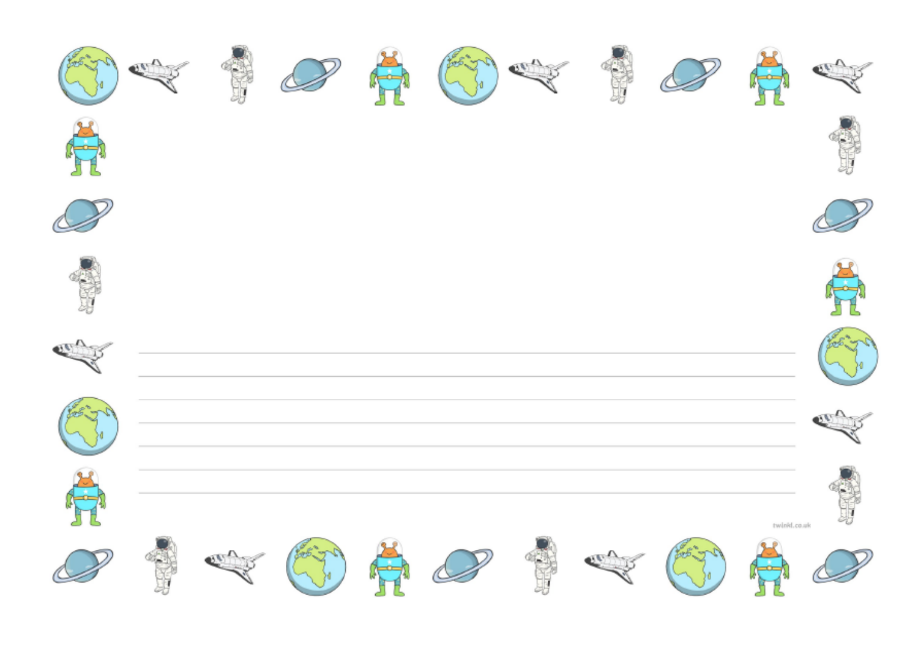twinkl.co.uk